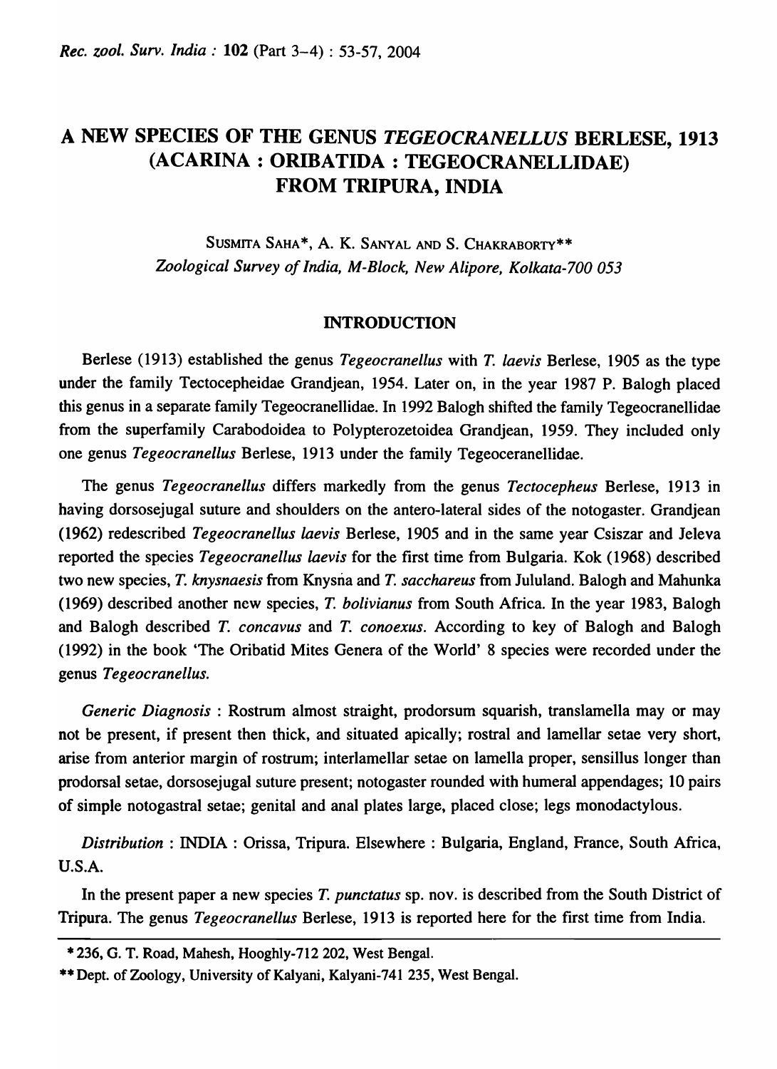# A NEW SPECIES OF THE GENUS *TEGEOCRANELLUS* BERLESE, 1913 (ACARINA : ORIBATIDA : TEGEOCRANELLIDAE) FROM TRIPURA, INDIA

SUSMITA SAHA*, A. K. SANYAL AND S. CHAKRABORTY**

*Zoological Survey of India, M-Block, New Alipore, Kolkata-700 053*

## INTRODUCTION

Berlese (1913) established the genus *Tegeocranellus* with *T. laevis* Berlese, 1905 as the type under the family Tectocepheidae Grandjean, 1954. Later on, in the year 1987 P. Balogh placed this genus in a separate family Tegeocranellidae. In 1992 Balogh shifted the family Tegeocranellidae from the superfamily Carabodoidea to Polypterozetoidea Grandjean, 1959. They included only one genus *Tegeocranellus* Berlese, 1913 under the family Tegeoceranellidae.

The genus *Tegeocranellus* differs markedly from the genus *Tectocepheus* Berlese, 1913 in having dorsosejugal suture and shoulders on the antero-lateral sides of the notogaster. Grandjean (1962) redescribed *Tegeocranellus laevis* Berlese, 1905 and in the same year Csiszar and Jeleva reported the species *Tegeocranellus laevis* for the first time from Bulgaria. Kok (1968) described two new species, *T. knysnaesis* from Knysna and *T. sacchareus* from Jululand. Balogh and Mahunka (1969) described another new species, *T. bolivianus* from South Africa. In the year 1983, Balogh and Balogh described *T. concavus* and *T. conoexus*. According to key of Balogh and Balogh (1992) in the book 'The Oribatid Mites Genera of the World' 8 species were recorded under the genus *Tegeocranellus*.

*Generic Diagnosis* : Rostrum almost straight, prodorsum squarish, translamella may or may not be present, if present then thick, and situated apically; rostral and lamellar setae very short, arise from anterior margin of rostrum; interlamellar setae on lamella proper, sensillus longer than prodorsal setae, dorsosejugal suture present; notogaster rounded with humeral appendages; 10 pairs of simple notogastral setae; genital and anal plates large, placed close; legs monodactylous.

*Distribution* : INDIA : Orissa, Tripura. Elsewhere : Bulgaria, England, France, South Africa, U.S.A.

In the present paper a new species *T. punctatus* sp. nov. is described from the South District of Tripura. The genus *Tegeocranellus* Berlese, 1913 is reported here for the first time from India.

---

* 236, G. T. Road, Mahesh, Hooghly-712 202, West Bengal.

** Dept. of Zoology, University of Kalyani, Kalyani-741 235, West Bengal.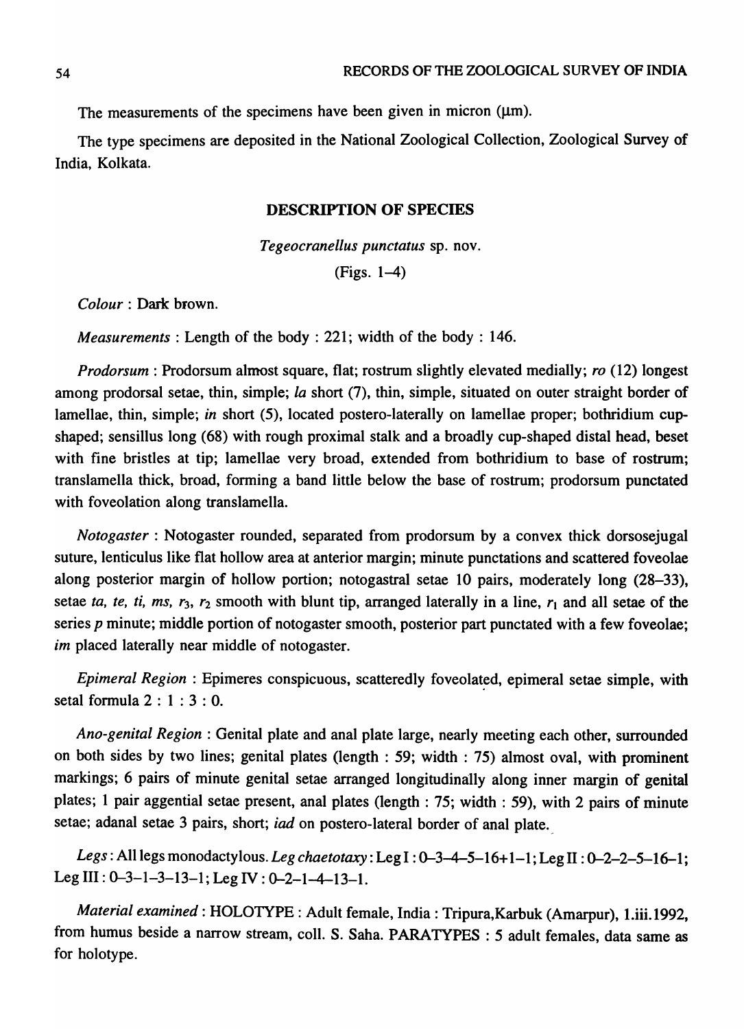The measurements of the specimens have been given in micron (μm).

The type specimens are deposited in the National Zoological Collection, Zoological Survey of India, Kolkata.

## DESCRIPTION OF SPECIES

*Tegeocranellus punctatus* sp. nov.

(Figs. 1–4)

*Colour* : Dark brown.

*Measurements* : Length of the body : 221; width of the body : 146.

*Prodorsum* : Prodorsum almost square, flat; rostrum slightly elevated medially; *ro* (12) longest among prodorsal setae, thin, simple; *la* short (7), thin, simple, situated on outer straight border of lamellae, thin, simple; *in* short (5), located postero-laterally on lamellae proper; bothridium cup-shaped; sensillus long (68) with rough proximal stalk and a broadly cup-shaped distal head, beset with fine bristles at tip; lamellae very broad, extended from bothridium to base of rostrum; translamella thick, broad, forming a band little below the base of rostrum; prodorsum punctated with foveolation along translamella.

*Notogaster* : Notogaster rounded, separated from prodorsum by a convex thick dorsosejugal suture, lenticulus like flat hollow area at anterior margin; minute punctations and scattered foveolae along posterior margin of hollow portion; notogastral setae 10 pairs, moderately long (28–33), setae *ta, te, ti, ms*, $r_3$, $r_2$ smooth with blunt tip, arranged laterally in a line, $r_1$ and all setae of the series *p* minute; middle portion of notogaster smooth, posterior part punctated with a few foveolae; *im* placed laterally near middle of notogaster.

*Epimeral Region* : Epimeres conspicuous, scatteredly foveolated, epimeral setae simple, with setal formula 2 : 1 : 3 : 0.

*Ano-genital Region* : Genital plate and anal plate large, nearly meeting each other, surrounded on both sides by two lines; genital plates (length : 59; width : 75) almost oval, with prominent markings; 6 pairs of minute genital setae arranged longitudinally along inner margin of genital plates; 1 pair aggential setae present, anal plates (length : 75; width : 59), with 2 pairs of minute setae; adanal setae 3 pairs, short; *iad* on postero-lateral border of anal plate.

*Legs* : All legs monodactylous. *Leg chaetotaxy* : Leg I : 0–3–4–5–16+1–1; Leg II : 0–2–2–5–16–1; Leg III : 0–3–1–3–13–1; Leg IV : 0–2–1–4–13–1.

*Material examined* : HOLOTYPE : Adult female, India : Tripura, Karbuk (Amarpur), 1.iii.1992, from humus beside a narrow stream, coll. S. Saha. PARATYPES : 5 adult females, data same as for holotype.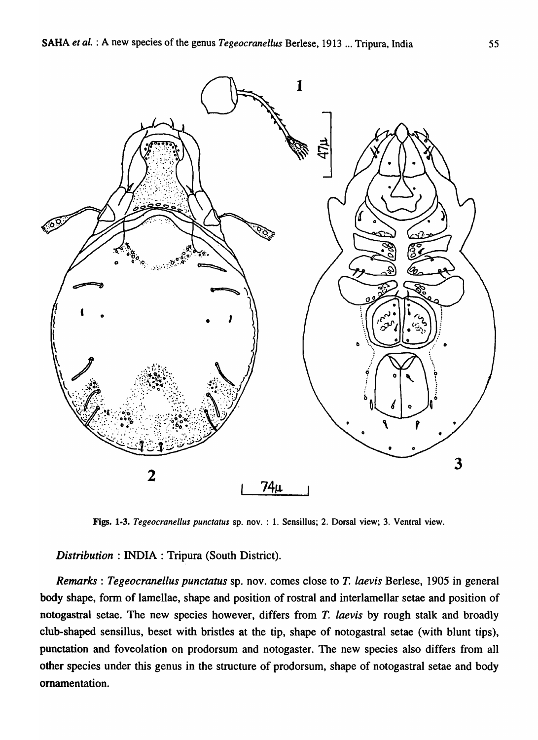Figs. 1-3. *Tegeocranellus punctatus* sp. nov. : 1. Sensillus; 2. Dorsal view; 3. Ventral view.

*Distribution* : INDIA : Tripura (South District).

*Remarks* : *Tegeocranellus punctatus* sp. nov. comes close to *T. laevis* Berlese, 1905 in general body shape, form of lamellae, shape and position of rostral and interlamellar setae and position of notogastral setae. The new species however, differs from *T. laevis* by rough stalk and broadly club-shaped sensillus, beset with bristles at the tip, shape of notogastral setae (with blunt tips), punctation and foveolation on prodorsum and notogaster. The new species also differs from all other species under this genus in the structure of prodorsum, shape of notogastral setae and body ornamentation.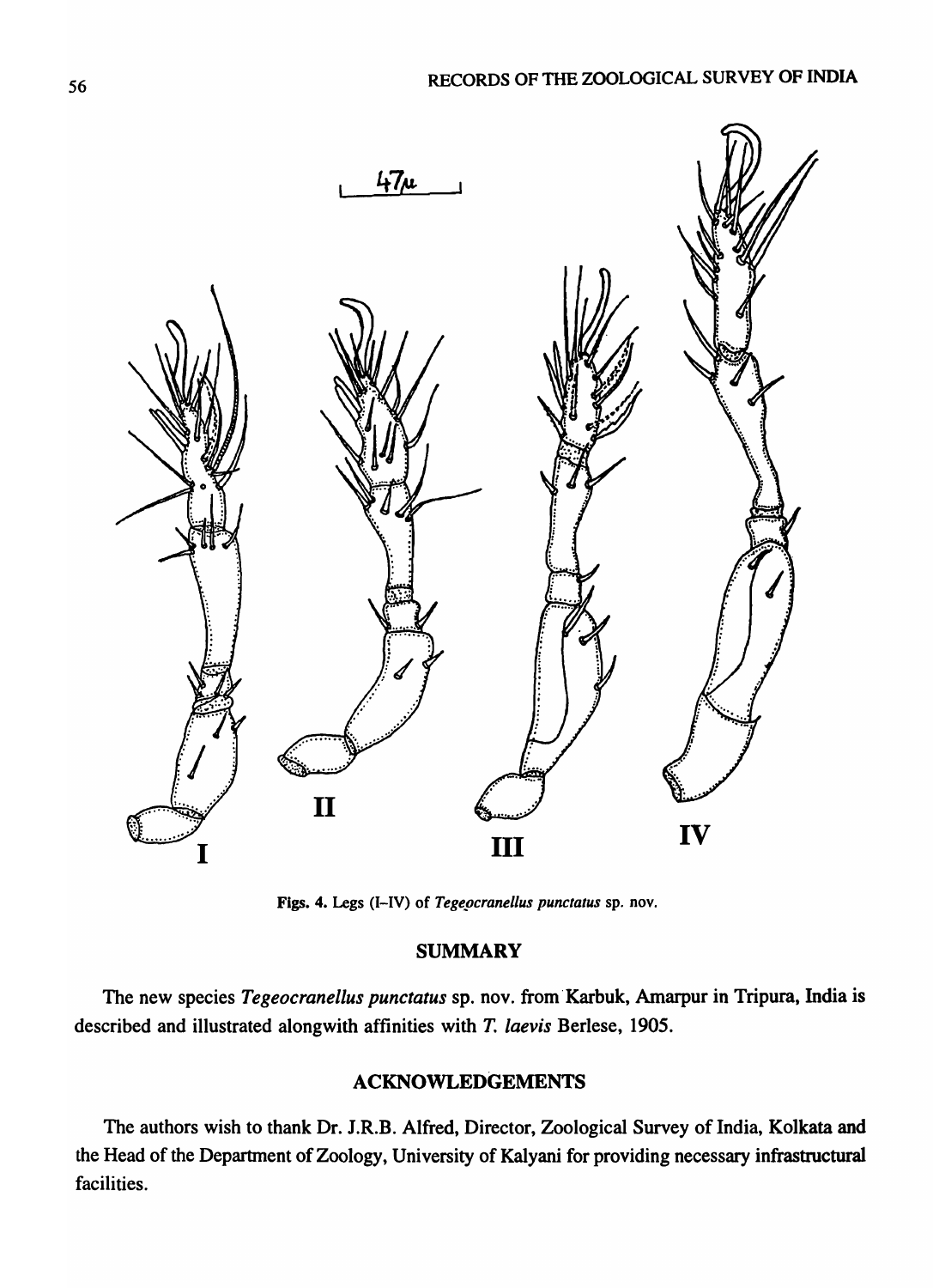Figs. 4. Legs (I–IV) of *Tegeocranellus punctatus* sp. nov.

## SUMMARY

The new species *Tegeocranellus punctatus* sp. nov. from Karbuk, Amarpur in Tripura, India is described and illustrated alongwith affinities with *T. laevis* Berlese, 1905.

## ACKNOWLEDGEMENTS

The authors wish to thank Dr. J.R.B. Alfred, Director, Zoological Survey of India, Kolkata and the Head of the Department of Zoology, University of Kalyani for providing necessary infrastructural facilities.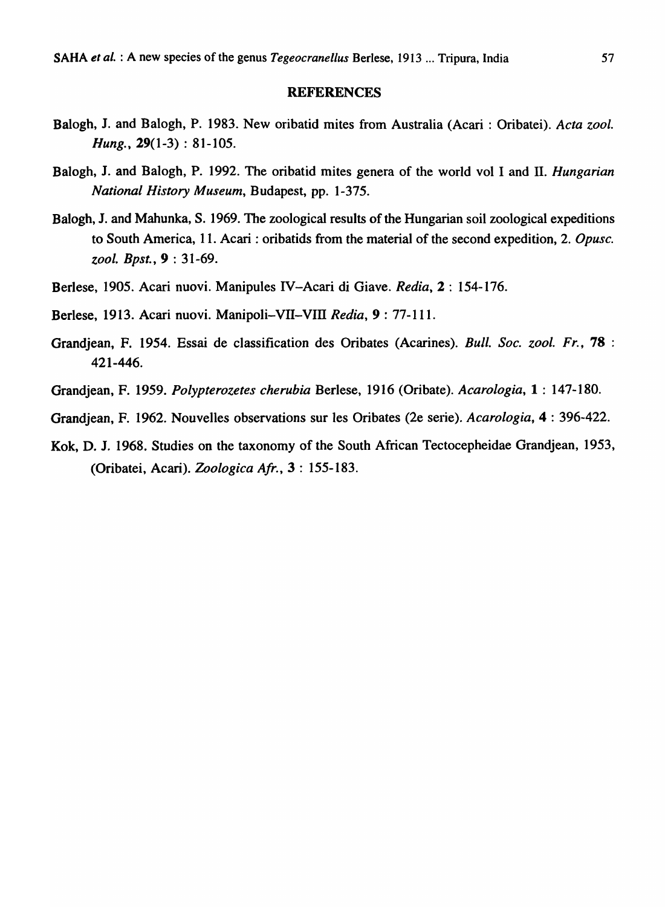## REFERENCES

Balogh, J. and Balogh, P. 1983. New oribatid mites from Australia (Acari : Oribatei). *Acta zool. Hung.*, **29**(1-3) : 81-105.

Balogh, J. and Balogh, P. 1992. The oribatid mites genera of the world vol I and II. *Hungarian National History Museum*, Budapest, pp. 1-375.

Balogh, J. and Mahunka, S. 1969. The zoological results of the Hungarian soil zoological expeditions to South America, 11. Acari : oribatids from the material of the second expedition, 2. *Opusc. zool. Bpst.*, **9** : 31-69.

Berlese, 1905. Acari nuovi. Manipules IV–Acari di Giave. *Redia*, **2** : 154-176.

Berlese, 1913. Acari nuovi. Manipoli–VII–VIII *Redia*, **9** : 77-111.

Grandjean, F. 1954. Essai de classification des Oribates (Acarines). *Bull. Soc. zool. Fr.*, **78** : 421-446.

Grandjean, F. 1959. *Polypterozetes cherubia* Berlese, 1916 (Oribate). *Acarologia*, **1** : 147-180.

Grandjean, F. 1962. Nouvelles observations sur les Oribates (2e serie). *Acarologia*, **4** : 396-422.

Kok, D. J. 1968. Studies on the taxonomy of the South African Tectocepheidae Grandjean, 1953, (Oribatei, Acari). *Zoologica Afr.*, **3** : 155-183.